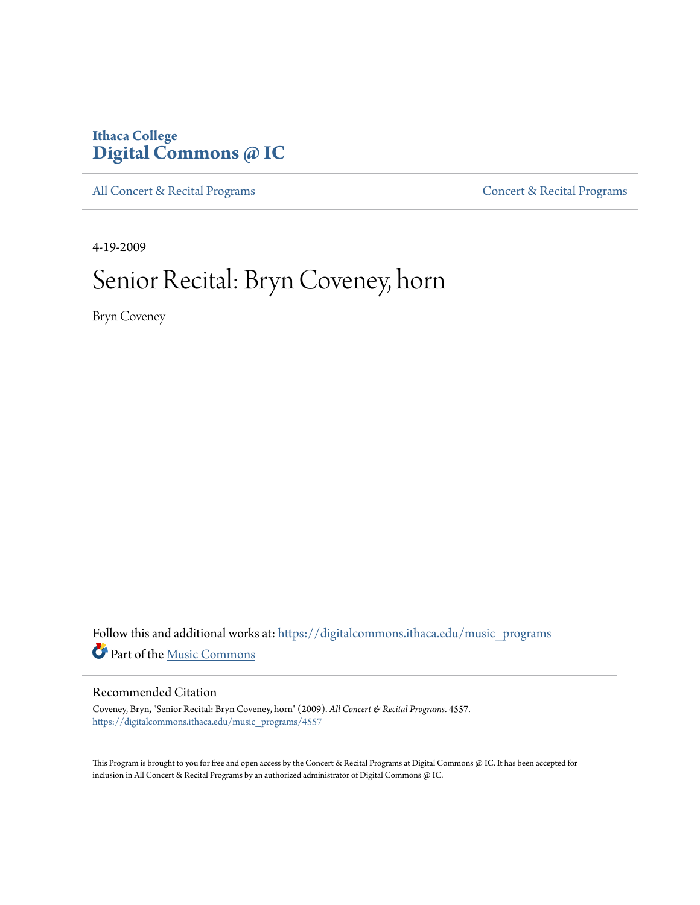Ithaca College
**Digital Commons @ IC**

All Concert & Recital Programs | Concert & Recital Programs

4-19-2009

# Senior Recital: Bryn Coveney, horn

Bryn Coveney

Follow this and additional works at: https://digitalcommons.ithaca.edu/music_programs

Part of the Music Commons

## Recommended Citation

Coveney, Bryn, "Senior Recital: Bryn Coveney, horn" (2009). *All Concert & Recital Programs*. 4557.
https://digitalcommons.ithaca.edu/music_programs/4557

This Program is brought to you for free and open access by the Concert & Recital Programs at Digital Commons @ IC. It has been accepted for inclusion in All Concert & Recital Programs by an authorized administrator of Digital Commons @ IC.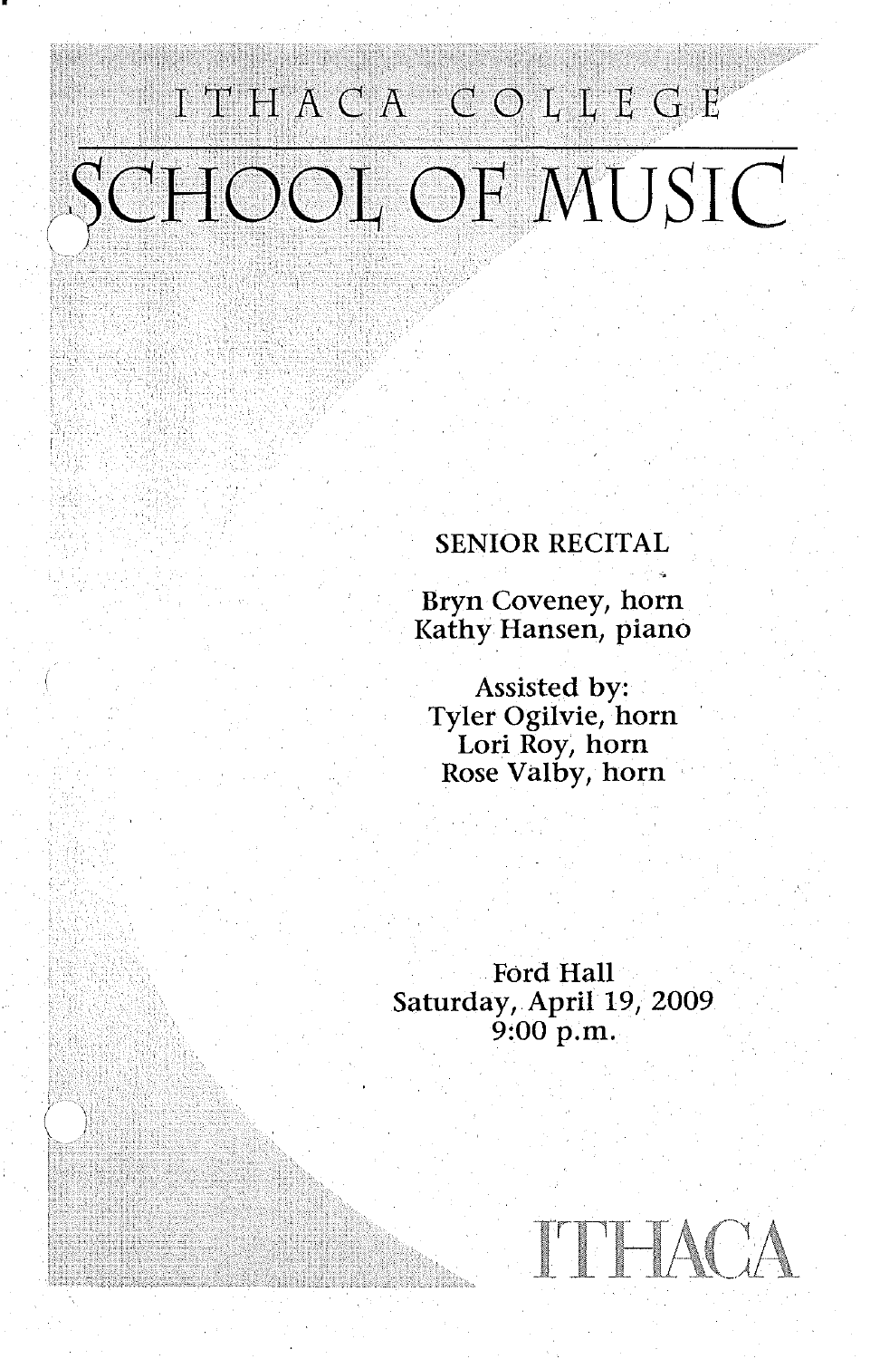# ITHACA COLLEGE

# SCHOOL OF MUSIC

SENIOR RECITAL

Bryn Coveney, horn
Kathy Hansen, piano

Assisted by:
Tyler Ogilvie, horn
Lori Roy, horn
Rose Valby, horn

Ford Hall
Saturday, April 19, 2009
9:00 p.m.

ITHACA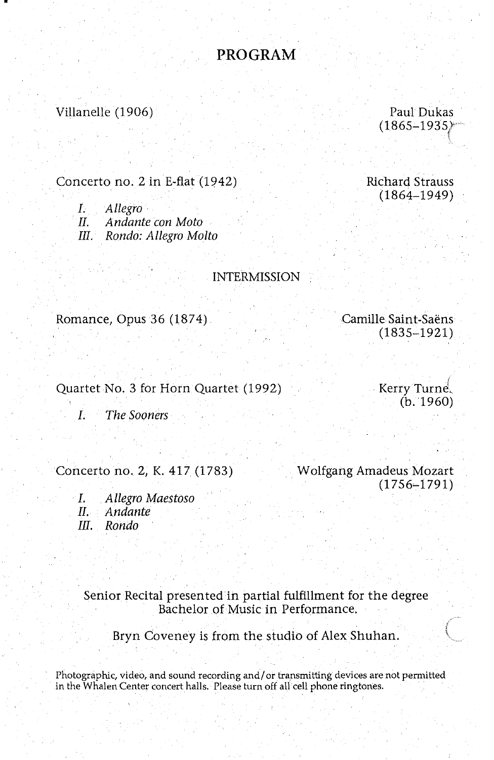# PROGRAM

Villanelle (1906)

Paul Dukas
(1865–1935)

Concerto no. 2 in E-flat (1942)

Richard Strauss
(1864–1949)

*I. Allegro*
*II. Andante con Moto*
*III. Rondo: Allegro Molto*

INTERMISSION

Romance, Opus 36 (1874)

Camille Saint-Saëns
(1835–1921)

Quartet No. 3 for Horn Quartet (1992)

Kerry Turner
(b. 1960)

*I. The Sooners*

Concerto no. 2, K. 417 (1783)

Wolfgang Amadeus Mozart
(1756–1791)

*I. Allegro Maestoso*
*II. Andante*
*III. Rondo*

Senior Recital presented in partial fulfillment for the degree Bachelor of Music in Performance.

Bryn Coveney is from the studio of Alex Shuhan.

Photographic, video, and sound recording and/or transmitting devices are not permitted in the Whalen Center concert halls. Please turn off all cell phone ringtones.